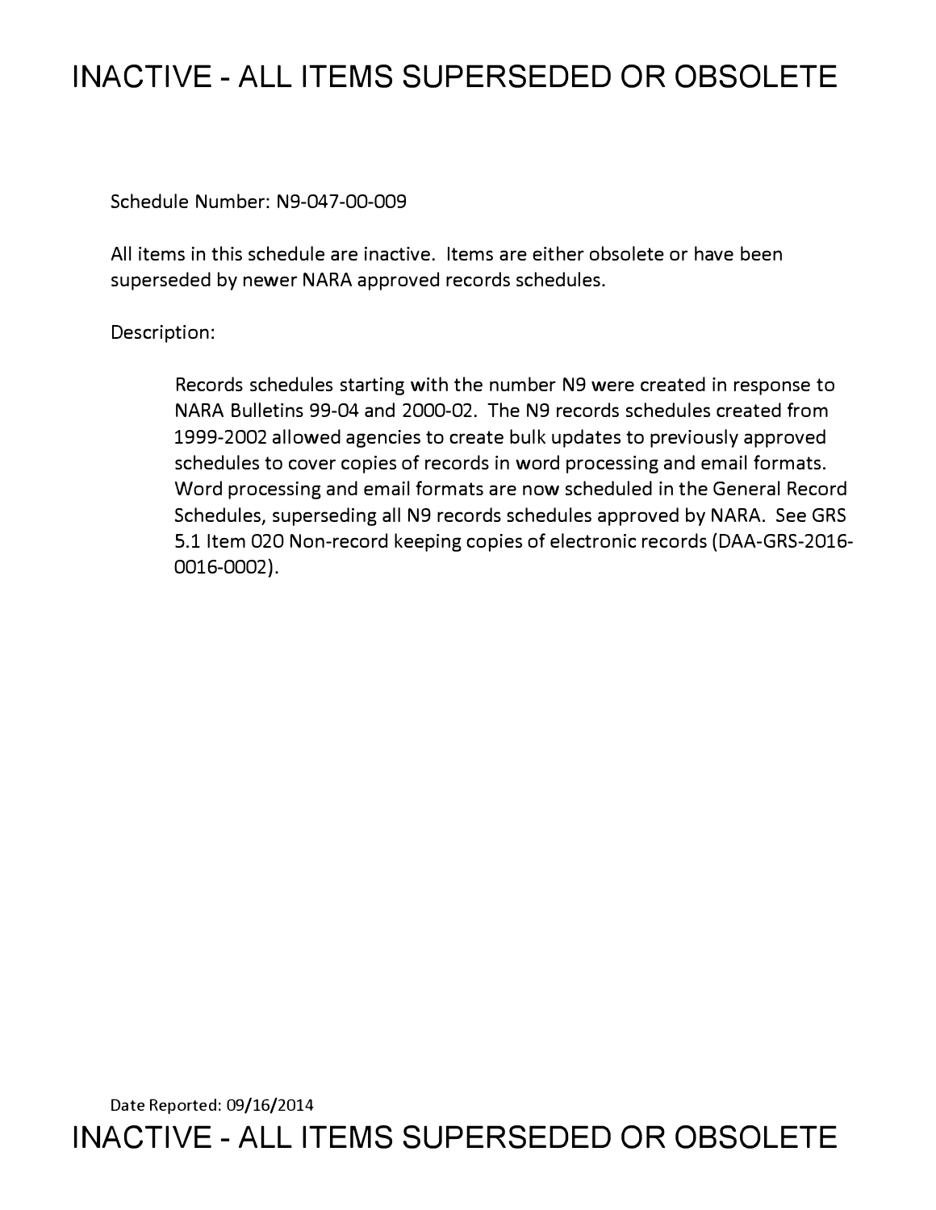# INACTIVE - ALL ITEMS SUPERSEDED OR OBSOLETE

Schedule Number: N9-047-00-009

All items in this schedule are inactive. Items are either obsolete or have been superseded by newer NARA approved records schedules.

Description:

> Records schedules starting with the number N9 were created in response to NARA Bulletins 99-04 and 2000-02. The N9 records schedules created from 1999-2002 allowed agencies to create bulk updates to previously approved schedules to cover copies of records in word processing and email formats. Word processing and email formats are now scheduled in the General Record Schedules, superseding all N9 records schedules approved by NARA. See GRS 5.1 Item 020 Non-record keeping copies of electronic records (DAA-GRS-2016-0016-0002).

Date Reported: 09/16/2014

# INACTIVE - ALL ITEMS SUPERSEDED OR OBSOLETE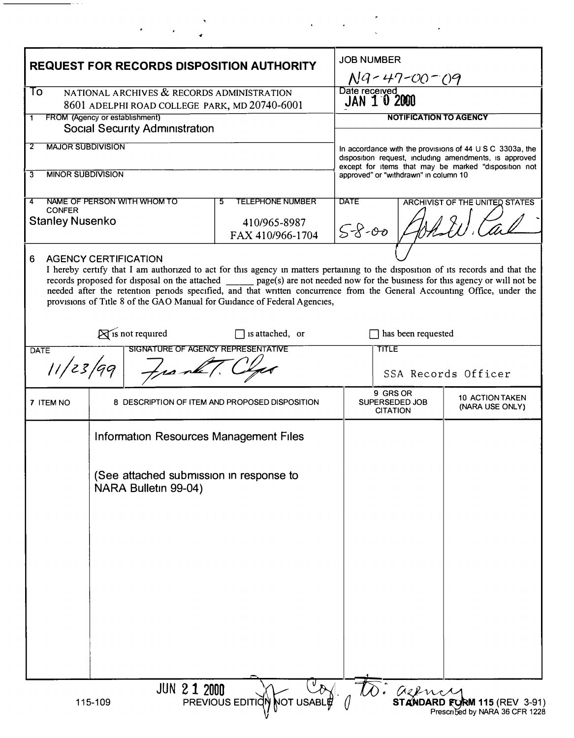# REQUEST FOR RECORDS DISPOSITION AUTHORITY

**JOB NUMBER** N9-47-00-09

**To** NATIONAL ARCHIVES & RECORDS ADMINISTRATION
8601 ADELPHI ROAD COLLEGE PARK, MD 20740-6001

**Date received** JAN 10 2000

**1 FROM (Agency or establishment)**
Social Security Administration

**2 MAJOR SUBDIVISION**

**3 MINOR SUBDIVISION**

**NOTIFICATION TO AGENCY**

In accordance with the provisions of 44 U S C 3303a, the disposition request, including amendments, is approved except for items that may be marked "disposition not approved" or "withdrawn" in column 10

**4 NAME OF PERSON WITH WHOM TO CONFER**
Stanley Nusenko

**5 TELEPHONE NUMBER**
410/965-8987
FAX 410/966-1704

**DATE** 5-8-00

**ARCHIVIST OF THE UNITED STATES** John W. Carlin

**6 AGENCY CERTIFICATION**

I hereby certify that I am authorized to act for this agency in matters pertaining to the disposition of its records and that the records proposed for disposal on the attached ______ page(s) are not needed now for the business for this agency or will not be needed after the retention periods specified, and that written concurrence from the General Accounting Office, under the provisions of Title 8 of the GAO Manual for Guidance of Federal Agencies,

☒ is not required ☐ is attached, or ☐ has been requested

| DATE | SIGNATURE OF AGENCY REPRESENTATIVE | TITLE |
|---|---|---|
| 11/23/99 | Frank T. Clyo | SSA Records Officer |

| 7 ITEM NO | 8 DESCRIPTION OF ITEM AND PROPOSED DISPOSITION | 9 GRS OR SUPERSEDED JOB CITATION | 10 ACTION TAKEN (NARA USE ONLY) |
|---|---|---|---|
| | Information Resources Management Files<br><br>(See attached submission in response to NARA Bulletin 99-04) | | |

JUN 21 2000 Cop. to: agency

115-109 PREVIOUS EDITION NOT USABLE STANDARD FORM 115 (REV 3-91)
Prescribed by NARA 36 CFR 1228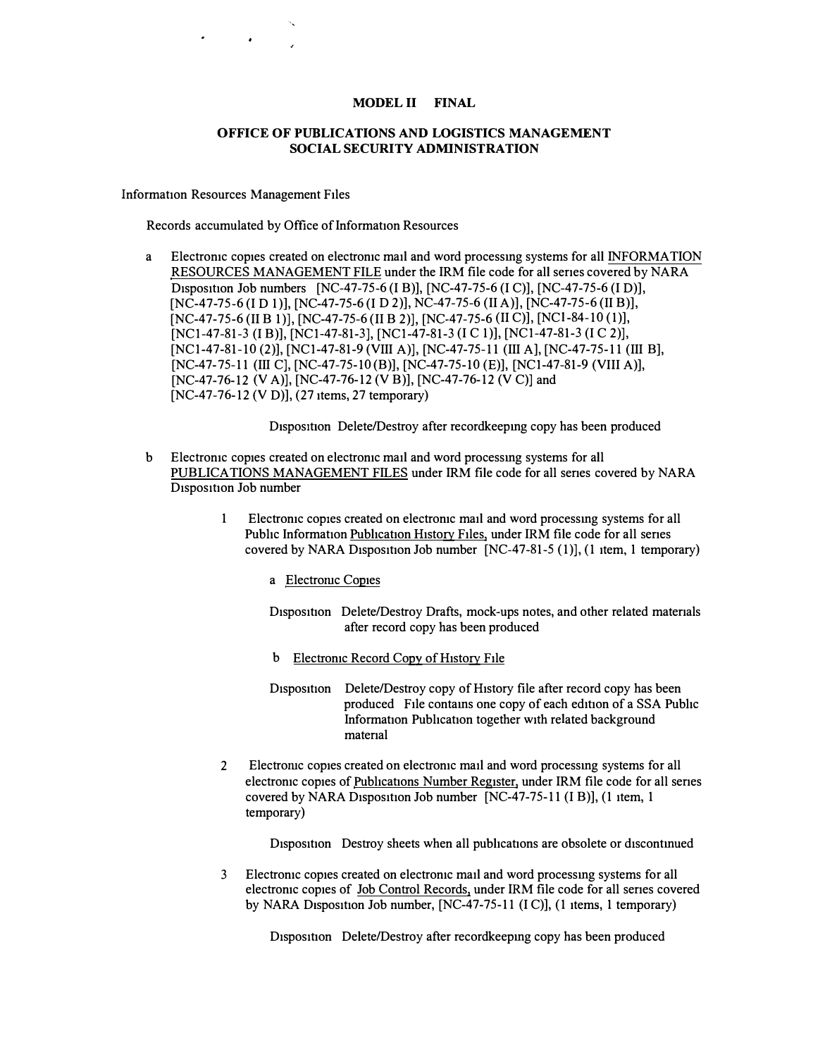**MODEL II FINAL**

**OFFICE OF PUBLICATIONS AND LOGISTICS MANAGEMENT**
**SOCIAL SECURITY ADMINISTRATION**

Information Resources Management Files

Records accumulated by Office of Information Resources

a Electronic copies created on electronic mail and word processing systems for all INFORMATION RESOURCES MANAGEMENT FILE under the IRM file code for all series covered by NARA Disposition Job numbers [NC-47-75-6 (I B)], [NC-47-75-6 (I C)], [NC-47-75-6 (I D)], [NC-47-75-6 (I D 1)], [NC-47-75-6 (I D 2)], NC-47-75-6 (II A)], [NC-47-75-6 (II B)], [NC-47-75-6 (II B 1)], [NC-47-75-6 (II B 2)], [NC-47-75-6 (II C)], [NC1-84-10 (1)], [NC1-47-81-3 (I B)], [NC1-47-81-3], [NC1-47-81-3 (I C 1)], [NC1-47-81-3 (I C 2)], [NC1-47-81-10 (2)], [NC1-47-81-9 (VIII A)], [NC-47-75-11 (III A], [NC-47-75-11 (III B], [NC-47-75-11 (III C], [NC-47-75-10 (B)], [NC-47-75-10 (E)], [NC1-47-81-9 (VIII A)], [NC-47-76-12 (V A)], [NC-47-76-12 (V B)], [NC-47-76-12 (V C)] and [NC-47-76-12 (V D)], (27 items, 27 temporary)

Disposition Delete/Destroy after recordkeeping copy has been produced

b Electronic copies created on electronic mail and word processing systems for all PUBLICATIONS MANAGEMENT FILES under IRM file code for all series covered by NARA Disposition Job number

1 Electronic copies created on electronic mail and word processing systems for all Public Information Publication History Files, under IRM file code for all series covered by NARA Disposition Job number [NC-47-81-5 (1)], (1 item, 1 temporary)

a Electronic Copies

Disposition Delete/Destroy Drafts, mock-ups notes, and other related materials after record copy has been produced

b Electronic Record Copy of History File

Disposition Delete/Destroy copy of History file after record copy has been produced File contains one copy of each edition of a SSA Public Information Publication together with related background material

2 Electronic copies created on electronic mail and word processing systems for all electronic copies of Publications Number Register, under IRM file code for all series covered by NARA Disposition Job number [NC-47-75-11 (I B)], (1 item, 1 temporary)

Disposition Destroy sheets when all publications are obsolete or discontinued

3 Electronic copies created on electronic mail and word processing systems for all electronic copies of Job Control Records, under IRM file code for all series covered by NARA Disposition Job number, [NC-47-75-11 (I C)], (1 items, 1 temporary)

Disposition Delete/Destroy after recordkeeping copy has been produced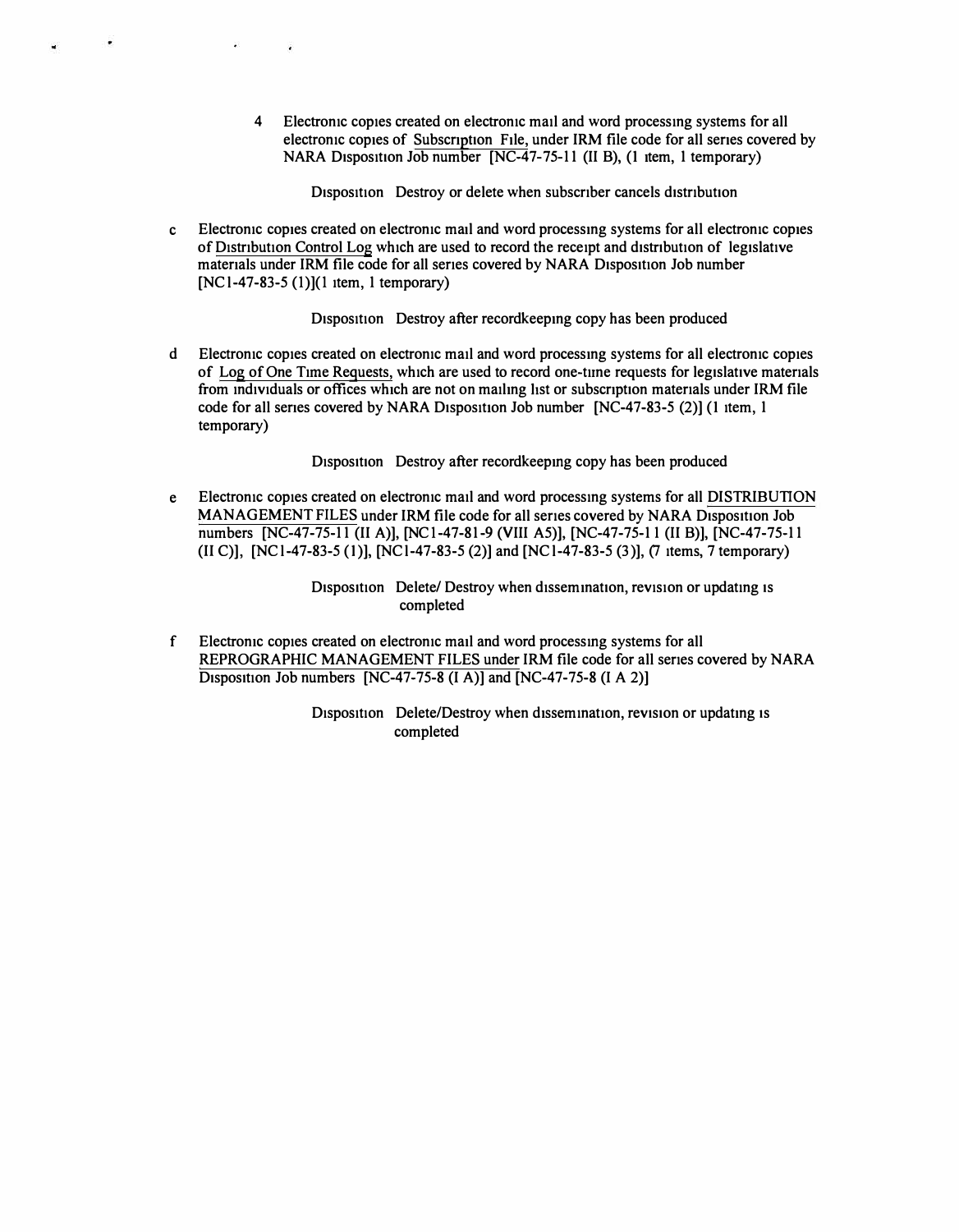4 Electronic copies created on electronic mail and word processing systems for all electronic copies of Subscription File, under IRM file code for all series covered by NARA Disposition Job number [NC-47-75-11 (II B), (1 item, 1 temporary)

Disposition Destroy or delete when subscriber cancels distribution

c Electronic copies created on electronic mail and word processing systems for all electronic copies of Distribution Control Log which are used to record the receipt and distribution of legislative materials under IRM file code for all series covered by NARA Disposition Job number [NC1-47-83-5 (1)](1 item, 1 temporary)

Disposition Destroy after recordkeeping copy has been produced

d Electronic copies created on electronic mail and word processing systems for all electronic copies of Log of One Time Requests, which are used to record one-time requests for legislative materials from individuals or offices which are not on mailing list or subscription materials under IRM file code for all series covered by NARA Disposition Job number [NC-47-83-5 (2)] (1 item, 1 temporary)

Disposition Destroy after recordkeeping copy has been produced

e Electronic copies created on electronic mail and word processing systems for all DISTRIBUTION MANAGEMENT FILES under IRM file code for all series covered by NARA Disposition Job numbers [NC-47-75-11 (II A)], [NC1-47-81-9 (VIII A5)], [NC-47-75-11 (II B)], [NC-47-75-11 (II C)], [NC1-47-83-5 (1)], [NC1-47-83-5 (2)] and [NC1-47-83-5 (3)], (7 items, 7 temporary)

Disposition Delete/ Destroy when dissemination, revision or updating is completed

f Electronic copies created on electronic mail and word processing systems for all REPROGRAPHIC MANAGEMENT FILES under IRM file code for all series covered by NARA Disposition Job numbers [NC-47-75-8 (I A)] and [NC-47-75-8 (I A 2)]

Disposition Delete/Destroy when dissemination, revision or updating is completed